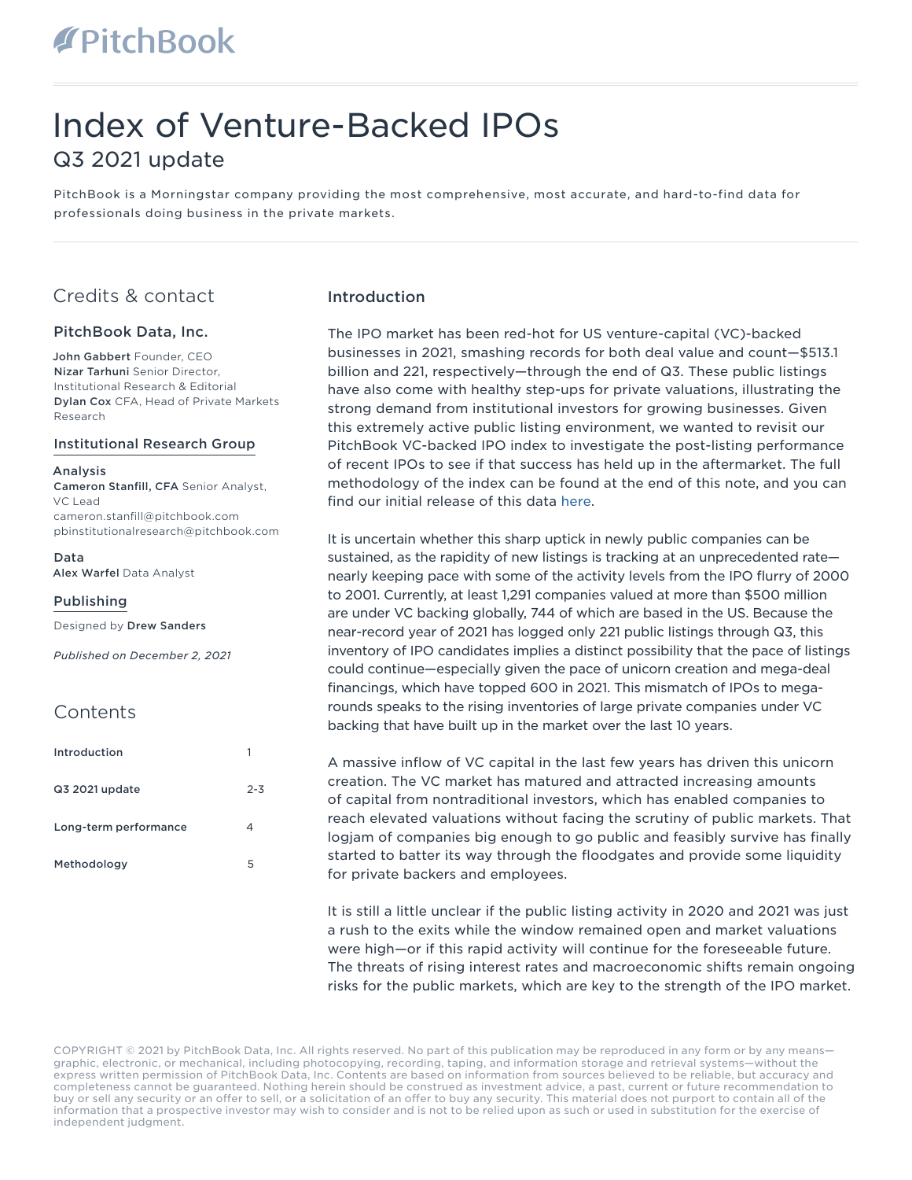# Index of Venture-Backed IPOs

## Q3 2021 update

PitchBook is a Morningstar company providing the most comprehensive, most accurate, and hard-to-find data for professionals doing business in the private markets.

## Credits & contact

### PitchBook Data, Inc.

**John Gabbert** Founder, CEO
**Nizar Tarhuni** Senior Director, Institutional Research & Editorial
**Dylan Cox** CFA, Head of Private Markets Research

### Institutional Research Group

**Analysis**
**Cameron Stanfill, CFA** Senior Analyst, VC Lead
cameron.stanfill@pitchbook.com
pbinstitutionalresearch@pitchbook.com

**Data**
**Alex Warfel** Data Analyst

### Publishing

Designed by **Drew Sanders**

*Published on December 2, 2021*

## Contents

| | |
|---|---|
| Introduction | 1 |
| Q3 2021 update | 2-3 |
| Long-term performance | 4 |
| Methodology | 5 |

## Introduction

The IPO market has been red-hot for US venture-capital (VC)-backed businesses in 2021, smashing records for both deal value and count—$513.1 billion and 221, respectively—through the end of Q3. These public listings have also come with healthy step-ups for private valuations, illustrating the strong demand from institutional investors for growing businesses. Given this extremely active public listing environment, we wanted to revisit our PitchBook VC-backed IPO index to investigate the post-listing performance of recent IPOs to see if that success has held up in the aftermarket. The full methodology of the index can be found at the end of this note, and you can find our initial release of this data here.

It is uncertain whether this sharp uptick in newly public companies can be sustained, as the rapidity of new listings is tracking at an unprecedented rate—nearly keeping pace with some of the activity levels from the IPO flurry of 2000 to 2001. Currently, at least 1,291 companies valued at more than $500 million are under VC backing globally, 744 of which are based in the US. Because the near-record year of 2021 has logged only 221 public listings through Q3, this inventory of IPO candidates implies a distinct possibility that the pace of listings could continue—especially given the pace of unicorn creation and mega-deal financings, which have topped 600 in 2021. This mismatch of IPOs to mega-rounds speaks to the rising inventories of large private companies under VC backing that have built up in the market over the last 10 years.

A massive inflow of VC capital in the last few years has driven this unicorn creation. The VC market has matured and attracted increasing amounts of capital from nontraditional investors, which has enabled companies to reach elevated valuations without facing the scrutiny of public markets. That logjam of companies big enough to go public and feasibly survive has finally started to batter its way through the floodgates and provide some liquidity for private backers and employees.

It is still a little unclear if the public listing activity in 2020 and 2021 was just a rush to the exits while the window remained open and market valuations were high—or if this rapid activity will continue for the foreseeable future. The threats of rising interest rates and macroeconomic shifts remain ongoing risks for the public markets, which are key to the strength of the IPO market.

COPYRIGHT © 2021 by PitchBook Data, Inc. All rights reserved. No part of this publication may be reproduced in any form or by any means—graphic, electronic, or mechanical, including photocopying, recording, taping, and information storage and retrieval systems—without the express written permission of PitchBook Data, Inc. Contents are based on information from sources believed to be reliable, but accuracy and completeness cannot be guaranteed. Nothing herein should be construed as investment advice, a past, current or future recommendation to buy or sell any security or an offer to sell, or a solicitation of an offer to buy any security. This material does not purport to contain all of the information that a prospective investor may wish to consider and is not to be relied upon as such or used in substitution for the exercise of independent judgment.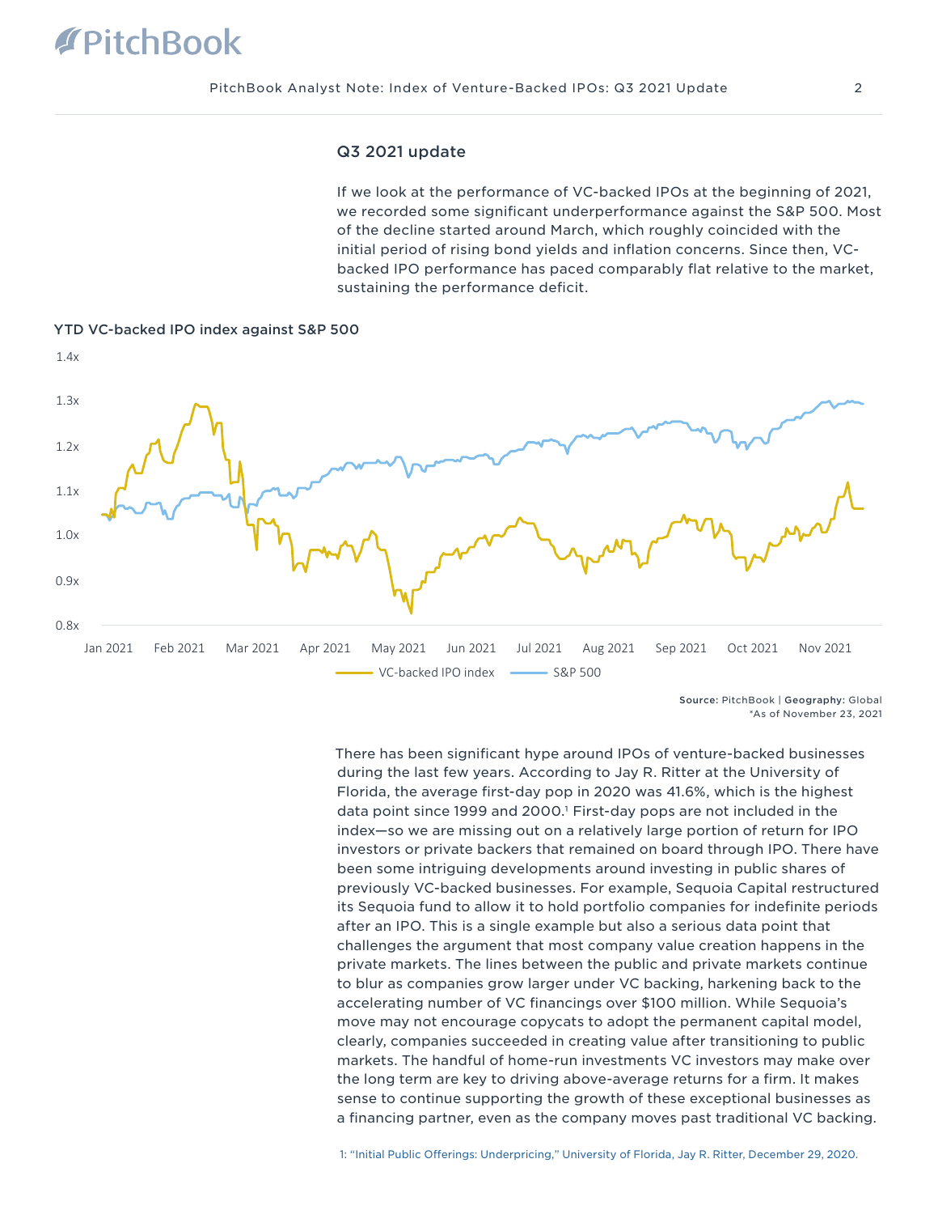## Q3 2021 update

If we look at the performance of VC-backed IPOs at the beginning of 2021, we recorded some significant underperformance against the S&P 500. Most of the decline started around March, which roughly coincided with the initial period of rising bond yields and inflation concerns. Since then, VC-backed IPO performance has paced comparably flat relative to the market, sustaining the performance deficit.

**YTD VC-backed IPO index against S&P 500**

Source: PitchBook | Geography: Global
*As of November 23, 2021

There has been significant hype around IPOs of venture-backed businesses during the last few years. According to Jay R. Ritter at the University of Florida, the average first-day pop in 2020 was 41.6%, which is the highest data point since 1999 and 2000.[1] First-day pops are not included in the index—so we are missing out on a relatively large portion of return for IPO investors or private backers that remained on board through IPO. There have been some intriguing developments around investing in public shares of previously VC-backed businesses. For example, Sequoia Capital restructured its Sequoia fund to allow it to hold portfolio companies for indefinite periods after an IPO. This is a single example but also a serious data point that challenges the argument that most company value creation happens in the private markets. The lines between the public and private markets continue to blur as companies grow larger under VC backing, harkening back to the accelerating number of VC financings over $100 million. While Sequoia's move may not encourage copycats to adopt the permanent capital model, clearly, companies succeeded in creating value after transitioning to public markets. The handful of home-run investments VC investors may make over the long term are key to driving above-average returns for a firm. It makes sense to continue supporting the growth of these exceptional businesses as a financing partner, even as the company moves past traditional VC backing.

1: "Initial Public Offerings: Underpricing," University of Florida, Jay R. Ritter, December 29, 2020.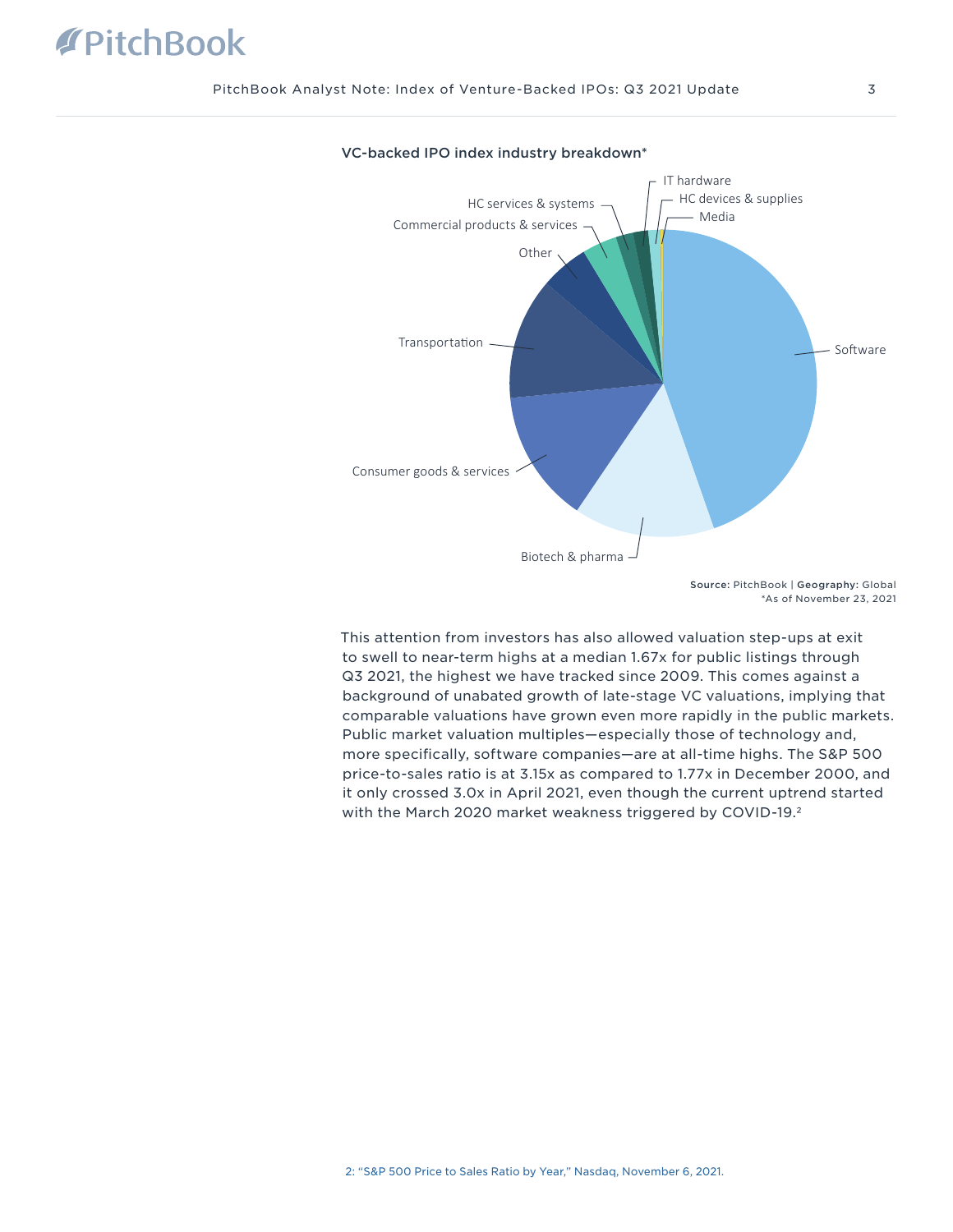VC-backed IPO index industry breakdown*

IT hardware
HC services & systems
HC devices & supplies
Commercial products & services
Media
Other
Transportation
Software
Consumer goods & services
Biotech & pharma

**Source:** PitchBook | **Geography:** Global
*As of November 23, 2021

This attention from investors has also allowed valuation step-ups at exit to swell to near-term highs at a median 1.67x for public listings through Q3 2021, the highest we have tracked since 2009. This comes against a background of unabated growth of late-stage VC valuations, implying that comparable valuations have grown even more rapidly in the public markets. Public market valuation multiples—especially those of technology and, more specifically, software companies—are at all-time highs. The S&P 500 price-to-sales ratio is at 3.15x as compared to 1.77x in December 2000, and it only crossed 3.0x in April 2021, even though the current uptrend started with the March 2020 market weakness triggered by COVID-19.[2]

2: "S&P 500 Price to Sales Ratio by Year," Nasdaq, November 6, 2021.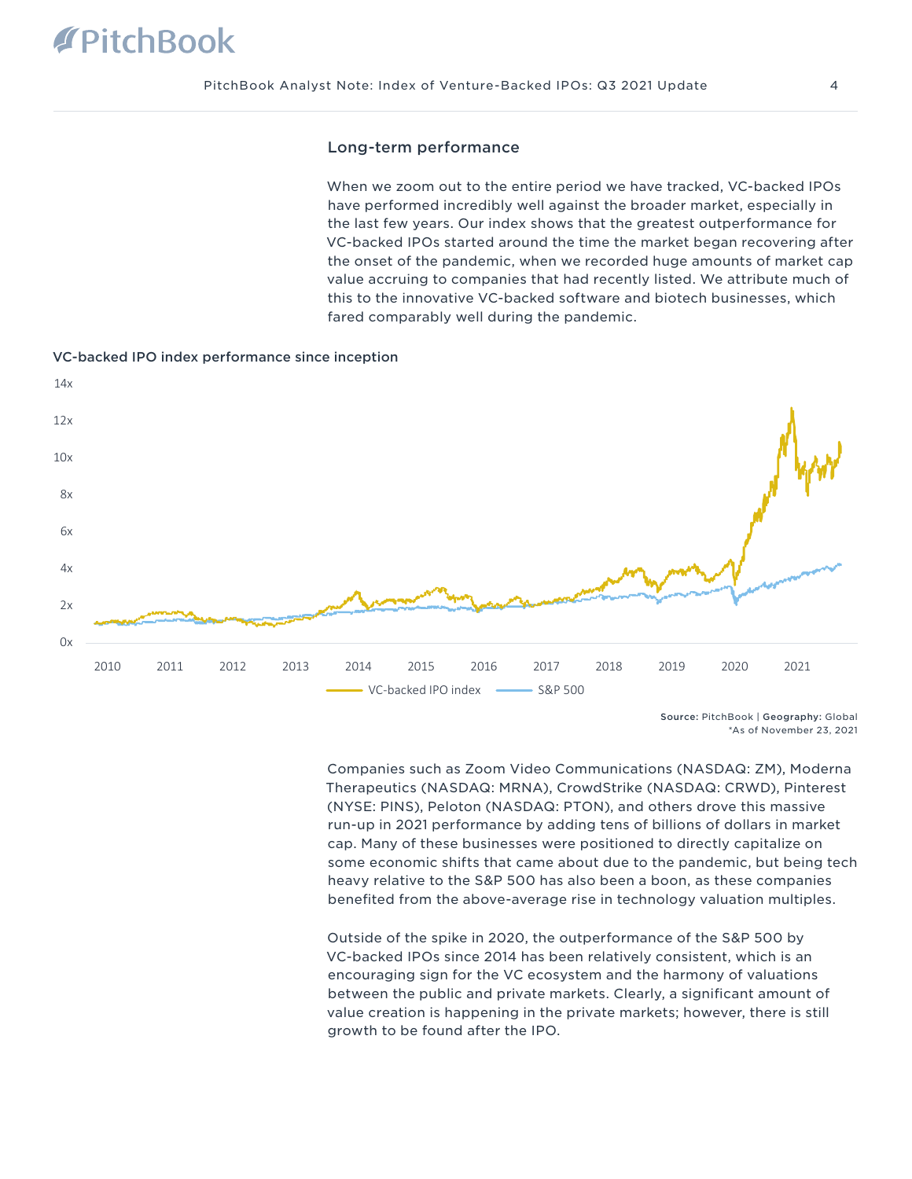## Long-term performance

When we zoom out to the entire period we have tracked, VC-backed IPOs have performed incredibly well against the broader market, especially in the last few years. Our index shows that the greatest outperformance for VC-backed IPOs started around the time the market began recovering after the onset of the pandemic, when we recorded huge amounts of market cap value accruing to companies that had recently listed. We attribute much of this to the innovative VC-backed software and biotech businesses, which fared comparably well during the pandemic.

**VC-backed IPO index performance since inception**

**Source:** PitchBook | **Geography:** Global
*As of November 23, 2021

Companies such as Zoom Video Communications (NASDAQ: ZM), Moderna Therapeutics (NASDAQ: MRNA), CrowdStrike (NASDAQ: CRWD), Pinterest (NYSE: PINS), Peloton (NASDAQ: PTON), and others drove this massive run-up in 2021 performance by adding tens of billions of dollars in market cap. Many of these businesses were positioned to directly capitalize on some economic shifts that came about due to the pandemic, but being tech heavy relative to the S&P 500 has also been a boon, as these companies benefited from the above-average rise in technology valuation multiples.

Outside of the spike in 2020, the outperformance of the S&P 500 by VC-backed IPOs since 2014 has been relatively consistent, which is an encouraging sign for the VC ecosystem and the harmony of valuations between the public and private markets. Clearly, a significant amount of value creation is happening in the private markets; however, there is still growth to be found after the IPO.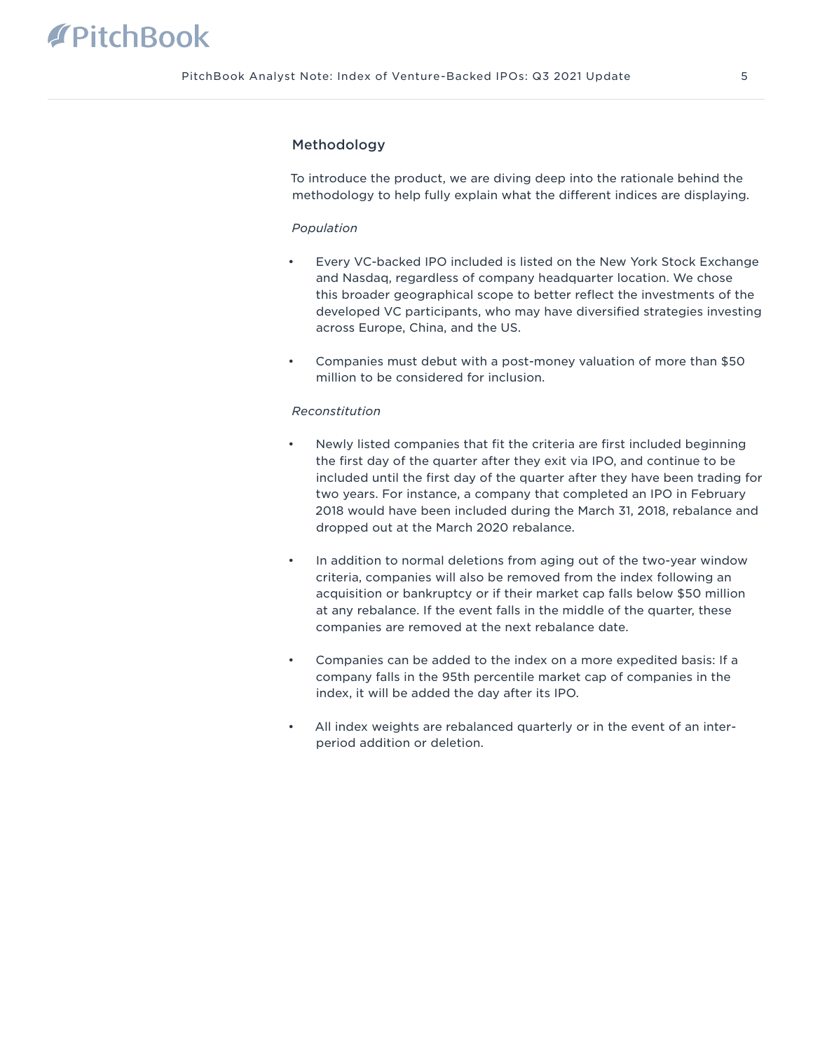## Methodology

To introduce the product, we are diving deep into the rationale behind the methodology to help fully explain what the different indices are displaying.

*Population*

- Every VC-backed IPO included is listed on the New York Stock Exchange and Nasdaq, regardless of company headquarter location. We chose this broader geographical scope to better reflect the investments of the developed VC participants, who may have diversified strategies investing across Europe, China, and the US.

- Companies must debut with a post-money valuation of more than $50 million to be considered for inclusion.

*Reconstitution*

- Newly listed companies that fit the criteria are first included beginning the first day of the quarter after they exit via IPO, and continue to be included until the first day of the quarter after they have been trading for two years. For instance, a company that completed an IPO in February 2018 would have been included during the March 31, 2018, rebalance and dropped out at the March 2020 rebalance.

- In addition to normal deletions from aging out of the two-year window criteria, companies will also be removed from the index following an acquisition or bankruptcy or if their market cap falls below $50 million at any rebalance. If the event falls in the middle of the quarter, these companies are removed at the next rebalance date.

- Companies can be added to the index on a more expedited basis: If a company falls in the 95th percentile market cap of companies in the index, it will be added the day after its IPO.

- All index weights are rebalanced quarterly or in the event of an inter-period addition or deletion.